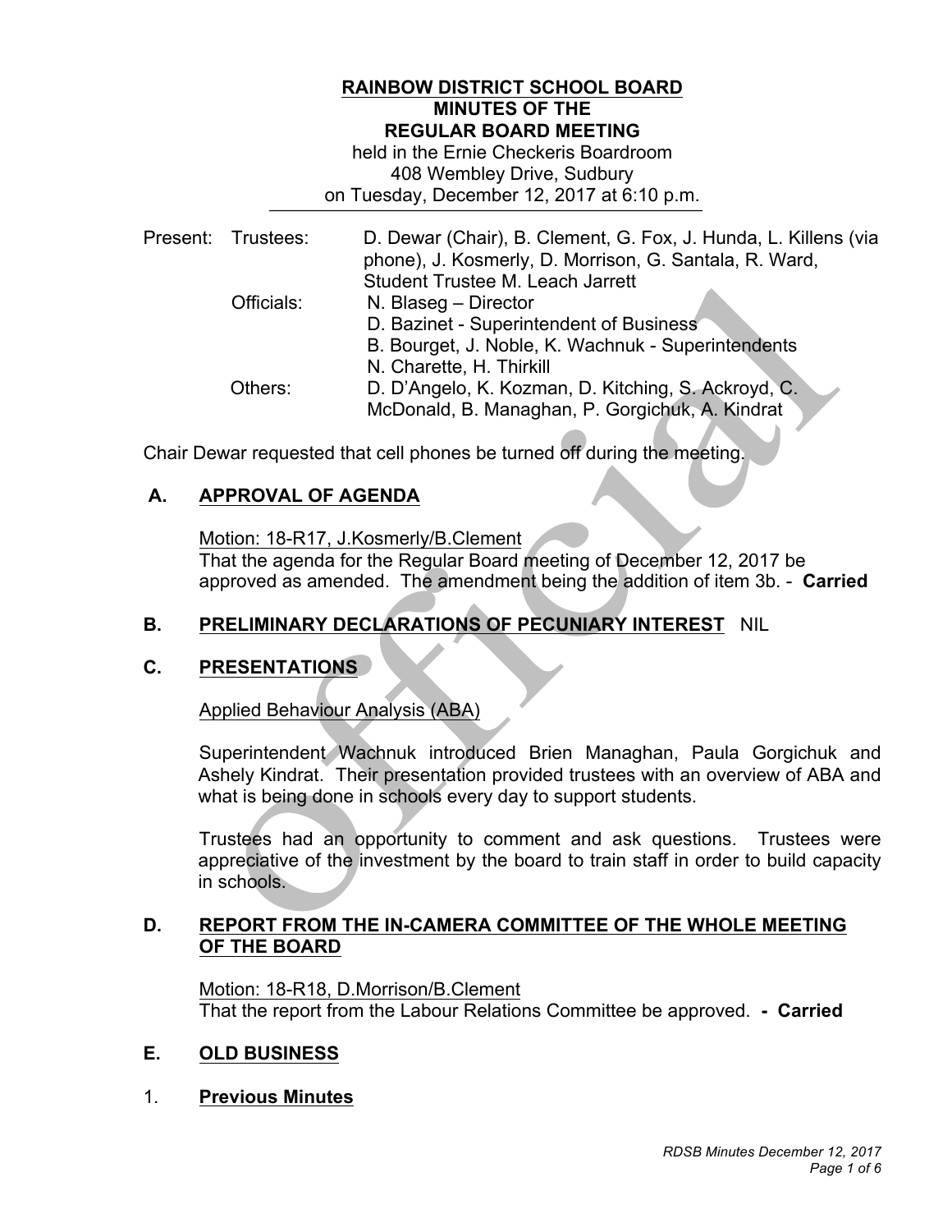# RAINBOW DISTRICT SCHOOL BOARD
## MINUTES OF THE
## REGULAR BOARD MEETING

held in the Ernie Checkeris Boardroom
408 Wembley Drive, Sudbury
on Tuesday, December 12, 2017 at 6:10 p.m.

| Present: | | |
|---|---|---|
| | Trustees: | D. Dewar (Chair), B. Clement, G. Fox, J. Hunda, L. Killens (via phone), J. Kosmerly, D. Morrison, G. Santala, R. Ward, Student Trustee M. Leach Jarrett |
| | Officials: | N. Blaseg – Director<br>D. Bazinet - Superintendent of Business<br>B. Bourget, J. Noble, K. Wachnuk - Superintendents<br>N. Charette, H. Thirkill |
| | Others: | D. D'Angelo, K. Kozman, D. Kitching, S. Ackroyd, C. McDonald, B. Managhan, P. Gorgichuk, A. Kindrat |

Chair Dewar requested that cell phones be turned off during the meeting.

## A. APPROVAL OF AGENDA

Motion: 18-R17, J.Kosmerly/B.Clement
That the agenda for the Regular Board meeting of December 12, 2017 be approved as amended. The amendment being the addition of item 3b. - **Carried**

## B. PRELIMINARY DECLARATIONS OF PECUNIARY INTEREST NIL

## C. PRESENTATIONS

Applied Behaviour Analysis (ABA)

Superintendent Wachnuk introduced Brien Managhan, Paula Gorgichuk and Ashely Kindrat. Their presentation provided trustees with an overview of ABA and what is being done in schools every day to support students.

Trustees had an opportunity to comment and ask questions. Trustees were appreciative of the investment by the board to train staff in order to build capacity in schools.

## D. REPORT FROM THE IN-CAMERA COMMITTEE OF THE WHOLE MEETING OF THE BOARD

Motion: 18-R18, D.Morrison/B.Clement
That the report from the Labour Relations Committee be approved. **- Carried**

## E. OLD BUSINESS

### 1. Previous Minutes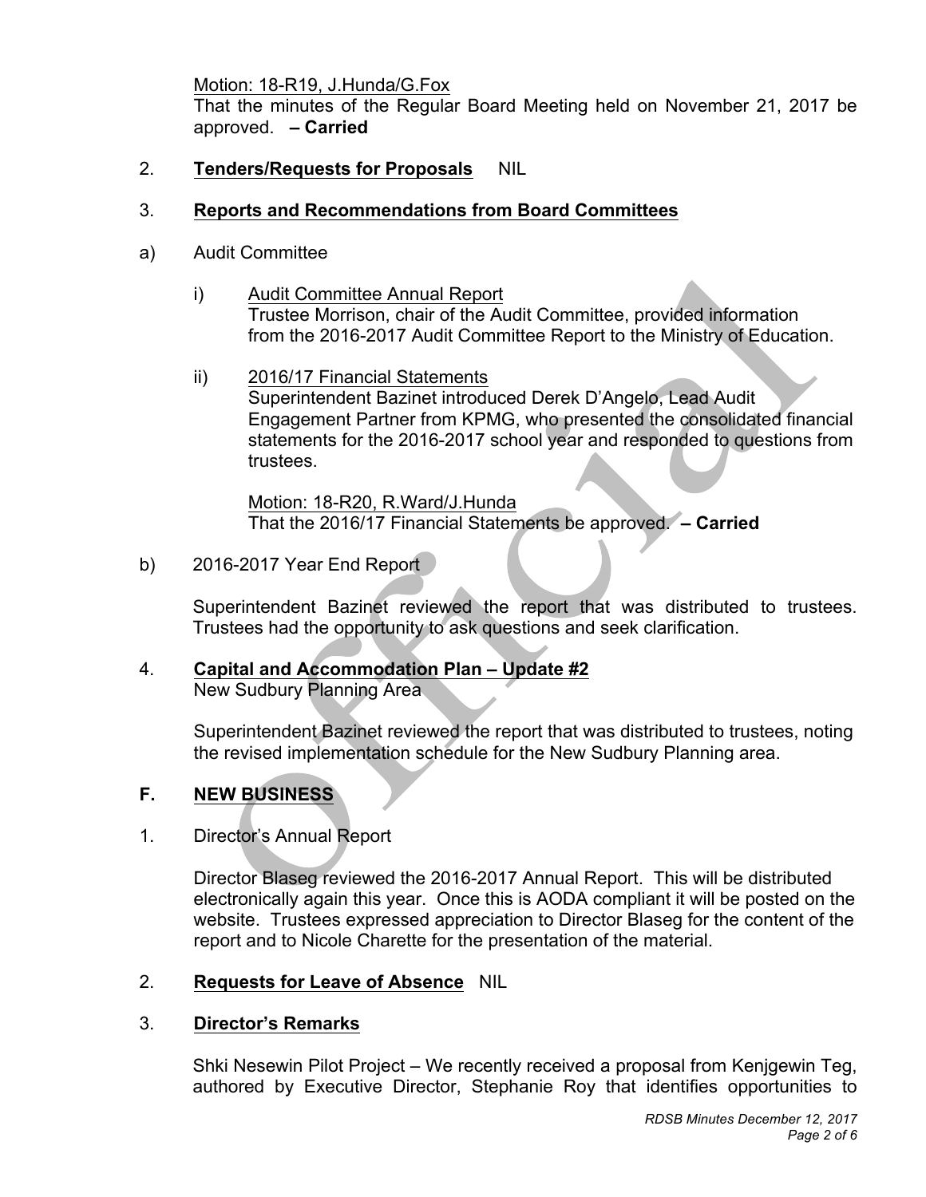Motion: 18-R19, J.Hunda/G.Fox
That the minutes of the Regular Board Meeting held on November 21, 2017 be approved. **– Carried**

2. **Tenders/Requests for Proposals** NIL

3. **Reports and Recommendations from Board Committees**

a) Audit Committee

i) Audit Committee Annual Report
Trustee Morrison, chair of the Audit Committee, provided information from the 2016-2017 Audit Committee Report to the Ministry of Education.

ii) 2016/17 Financial Statements
Superintendent Bazinet introduced Derek D'Angelo, Lead Audit Engagement Partner from KPMG, who presented the consolidated financial statements for the 2016-2017 school year and responded to questions from trustees.

Motion: 18-R20, R.Ward/J.Hunda
That the 2016/17 Financial Statements be approved. **– Carried**

b) 2016-2017 Year End Report

Superintendent Bazinet reviewed the report that was distributed to trustees. Trustees had the opportunity to ask questions and seek clarification.

4. **Capital and Accommodation Plan – Update #2**
New Sudbury Planning Area

Superintendent Bazinet reviewed the report that was distributed to trustees, noting the revised implementation schedule for the New Sudbury Planning area.

## F. NEW BUSINESS

1. Director's Annual Report

Director Blaseg reviewed the 2016-2017 Annual Report. This will be distributed electronically again this year. Once this is AODA compliant it will be posted on the website. Trustees expressed appreciation to Director Blaseg for the content of the report and to Nicole Charette for the presentation of the material.

2. **Requests for Leave of Absence** NIL

3. **Director's Remarks**

Shki Nesewin Pilot Project – We recently received a proposal from Kenjgewin Teg, authored by Executive Director, Stephanie Roy that identifies opportunities to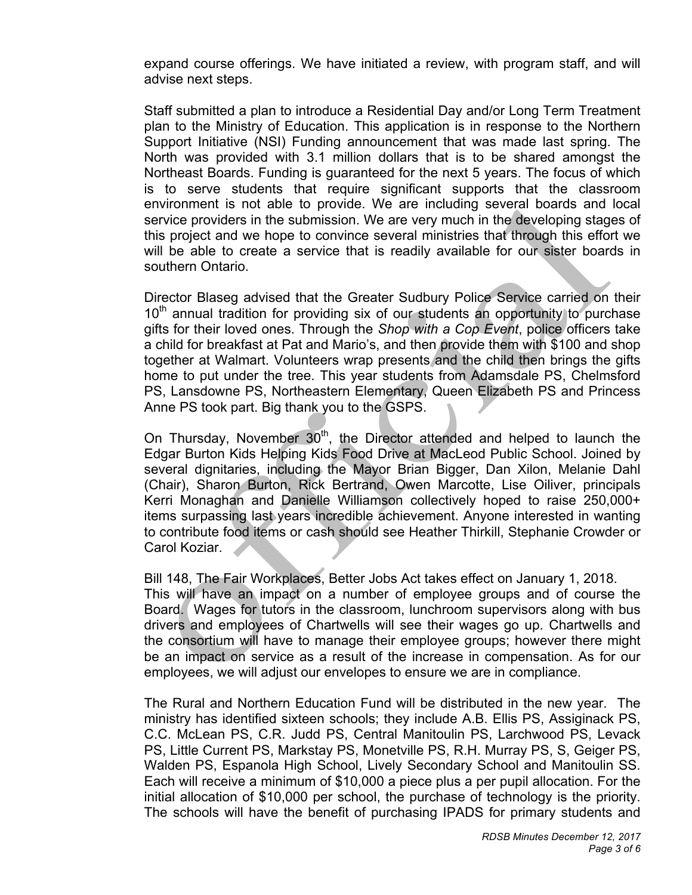expand course offerings. We have initiated a review, with program staff, and will advise next steps.

Staff submitted a plan to introduce a Residential Day and/or Long Term Treatment plan to the Ministry of Education. This application is in response to the Northern Support Initiative (NSI) Funding announcement that was made last spring. The North was provided with 3.1 million dollars that is to be shared amongst the Northeast Boards. Funding is guaranteed for the next 5 years. The focus of which is to serve students that require significant supports that the classroom environment is not able to provide. We are including several boards and local service providers in the submission. We are very much in the developing stages of this project and we hope to convince several ministries that through this effort we will be able to create a service that is readily available for our sister boards in southern Ontario.

Director Blaseg advised that the Greater Sudbury Police Service carried on their 10th annual tradition for providing six of our students an opportunity to purchase gifts for their loved ones. Through the *Shop with a Cop Event*, police officers take a child for breakfast at Pat and Mario's, and then provide them with $100 and shop together at Walmart. Volunteers wrap presents and the child then brings the gifts home to put under the tree. This year students from Adamsdale PS, Chelmsford PS, Lansdowne PS, Northeastern Elementary, Queen Elizabeth PS and Princess Anne PS took part. Big thank you to the GSPS.

On Thursday, November 30th, the Director attended and helped to launch the Edgar Burton Kids Helping Kids Food Drive at MacLeod Public School. Joined by several dignitaries, including the Mayor Brian Bigger, Dan Xilon, Melanie Dahl (Chair), Sharon Burton, Rick Bertrand, Owen Marcotte, Lise Oiliver, principals Kerri Monaghan and Danielle Williamson collectively hoped to raise 250,000+ items surpassing last years incredible achievement. Anyone interested in wanting to contribute food items or cash should see Heather Thirkill, Stephanie Crowder or Carol Koziar.

Bill 148, The Fair Workplaces, Better Jobs Act takes effect on January 1, 2018.
This will have an impact on a number of employee groups and of course the Board. Wages for tutors in the classroom, lunchroom supervisors along with bus drivers and employees of Chartwells will see their wages go up. Chartwells and the consortium will have to manage their employee groups; however there might be an impact on service as a result of the increase in compensation. As for our employees, we will adjust our envelopes to ensure we are in compliance.

The Rural and Northern Education Fund will be distributed in the new year. The ministry has identified sixteen schools; they include A.B. Ellis PS, Assiginack PS, C.C. McLean PS, C.R. Judd PS, Central Manitoulin PS, Larchwood PS, Levack PS, Little Current PS, Markstay PS, Monetville PS, R.H. Murray PS, S, Geiger PS, Walden PS, Espanola High School, Lively Secondary School and Manitoulin SS. Each will receive a minimum of $10,000 a piece plus a per pupil allocation. For the initial allocation of $10,000 per school, the purchase of technology is the priority. The schools will have the benefit of purchasing IPADS for primary students and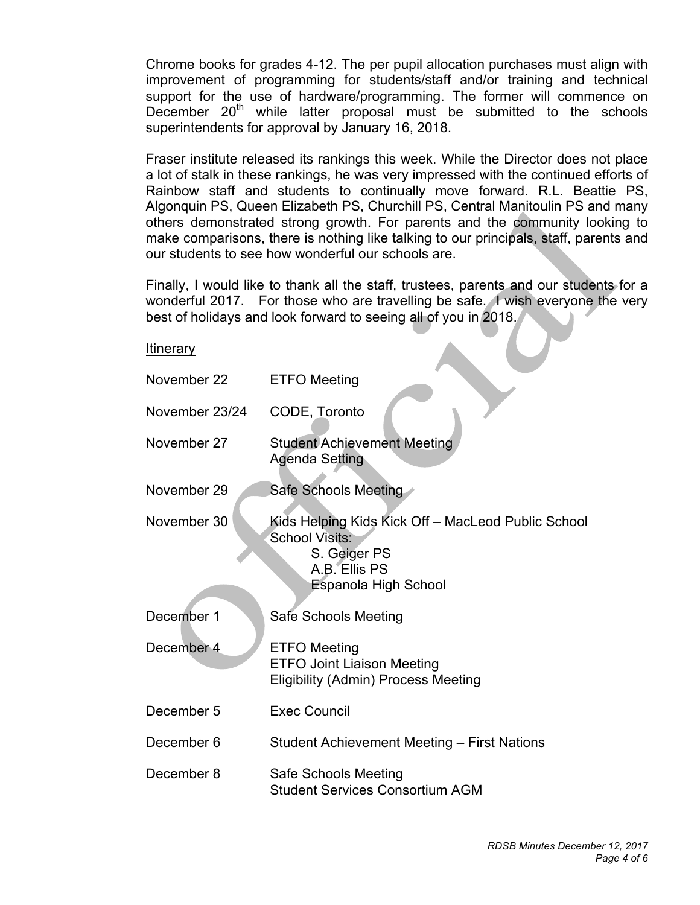Chrome books for grades 4-12. The per pupil allocation purchases must align with improvement of programming for students/staff and/or training and technical support for the use of hardware/programming. The former will commence on December 20th while latter proposal must be submitted to the schools superintendents for approval by January 16, 2018.

Fraser institute released its rankings this week. While the Director does not place a lot of stalk in these rankings, he was very impressed with the continued efforts of Rainbow staff and students to continually move forward. R.L. Beattie PS, Algonquin PS, Queen Elizabeth PS, Churchill PS, Central Manitoulin PS and many others demonstrated strong growth. For parents and the community looking to make comparisons, there is nothing like talking to our principals, staff, parents and our students to see how wonderful our schools are.

Finally, I would like to thank all the staff, trustees, parents and our students for a wonderful 2017. For those who are travelling be safe. I wish everyone the very best of holidays and look forward to seeing all of you in 2018.

<u>Itinerary</u>

| | |
|---|---|
| November 22 | ETFO Meeting |
| November 23/24 | CODE, Toronto |
| November 27 | Student Achievement Meeting<br>Agenda Setting |
| November 29 | Safe Schools Meeting |
| November 30 | Kids Helping Kids Kick Off – MacLeod Public School<br>School Visits:<br>S. Geiger PS<br>A.B. Ellis PS<br>Espanola High School |
| December 1 | Safe Schools Meeting |
| December 4 | ETFO Meeting<br>ETFO Joint Liaison Meeting<br>Eligibility (Admin) Process Meeting |
| December 5 | Exec Council |
| December 6 | Student Achievement Meeting – First Nations |
| December 8 | Safe Schools Meeting<br>Student Services Consortium AGM |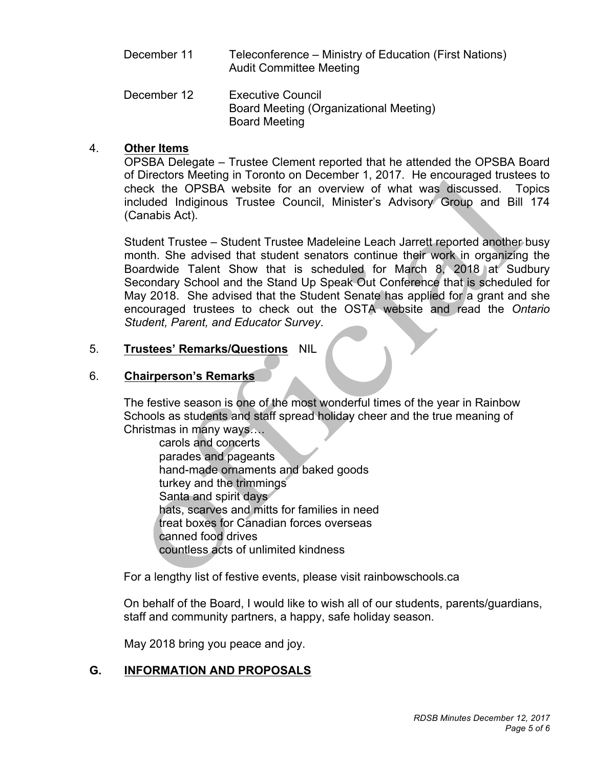| | |
|---|---|
| December 11 | Teleconference – Ministry of Education (First Nations)<br>Audit Committee Meeting |
| December 12 | Executive Council<br>Board Meeting (Organizational Meeting)<br>Board Meeting |

4. **Other Items**

OPSBA Delegate – Trustee Clement reported that he attended the OPSBA Board of Directors Meeting in Toronto on December 1, 2017. He encouraged trustees to check the OPSBA website for an overview of what was discussed. Topics included Indiginous Trustee Council, Minister's Advisory Group and Bill 174 (Canabis Act).

Student Trustee – Student Trustee Madeleine Leach Jarrett reported another busy month. She advised that student senators continue their work in organizing the Boardwide Talent Show that is scheduled for March 8, 2018 at Sudbury Secondary School and the Stand Up Speak Out Conference that is scheduled for May 2018. She advised that the Student Senate has applied for a grant and she encouraged trustees to check out the OSTA website and read the *Ontario Student, Parent, and Educator Survey*.

5. **Trustees' Remarks/Questions** NIL

6. **Chairperson's Remarks**

The festive season is one of the most wonderful times of the year in Rainbow Schools as students and staff spread holiday cheer and the true meaning of Christmas in many ways….

carols and concerts
parades and pageants
hand-made ornaments and baked goods
turkey and the trimmings
Santa and spirit days
hats, scarves and mitts for families in need
treat boxes for Canadian forces overseas
canned food drives
countless acts of unlimited kindness

For a lengthy list of festive events, please visit rainbowschools.ca

On behalf of the Board, I would like to wish all of our students, parents/guardians, staff and community partners, a happy, safe holiday season.

May 2018 bring you peace and joy.

## G. INFORMATION AND PROPOSALS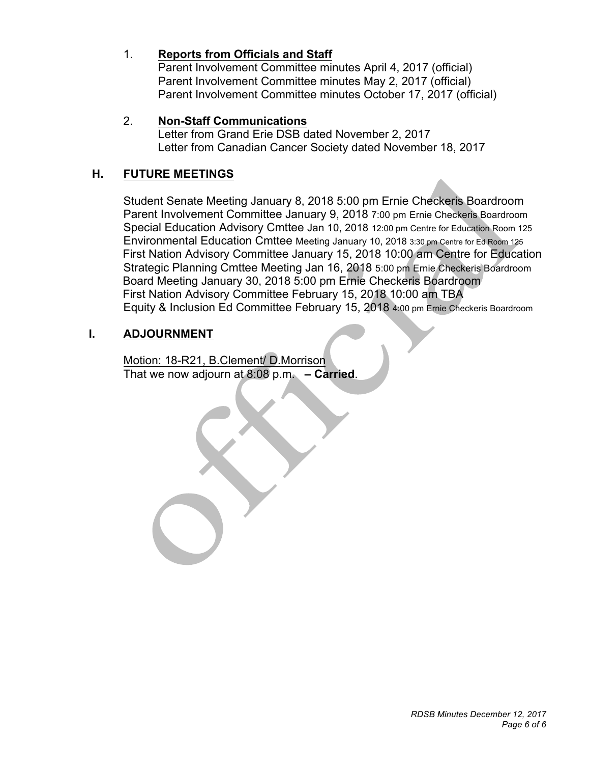1. **Reports from Officials and Staff**
   Parent Involvement Committee minutes April 4, 2017 (official)
   Parent Involvement Committee minutes May 2, 2017 (official)
   Parent Involvement Committee minutes October 17, 2017 (official)

2. **Non-Staff Communications**
   Letter from Grand Erie DSB dated November 2, 2017
   Letter from Canadian Cancer Society dated November 18, 2017

## H. FUTURE MEETINGS

Student Senate Meeting January 8, 2018 5:00 pm Ernie Checkeris Boardroom
Parent Involvement Committee January 9, 2018 7:00 pm Ernie Checkeris Boardroom
Special Education Advisory Cmttee Jan 10, 2018 12:00 pm Centre for Education Room 125
Environmental Education Cmttee Meeting January 10, 2018 3:30 pm Centre for Ed Room 125
First Nation Advisory Committee January 15, 2018 10:00 am Centre for Education
Strategic Planning Cmttee Meeting Jan 16, 2018 5:00 pm Ernie Checkeris Boardroom
Board Meeting January 30, 2018 5:00 pm Ernie Checkeris Boardroom
First Nation Advisory Committee February 15, 2018 10:00 am TBA
Equity & Inclusion Ed Committee February 15, 2018 4:00 pm Ernie Checkeris Boardroom

## I. ADJOURNMENT

Motion: 18-R21, B.Clement/ D.Morrison
That we now adjourn at 8:08 p.m. **– Carried**.